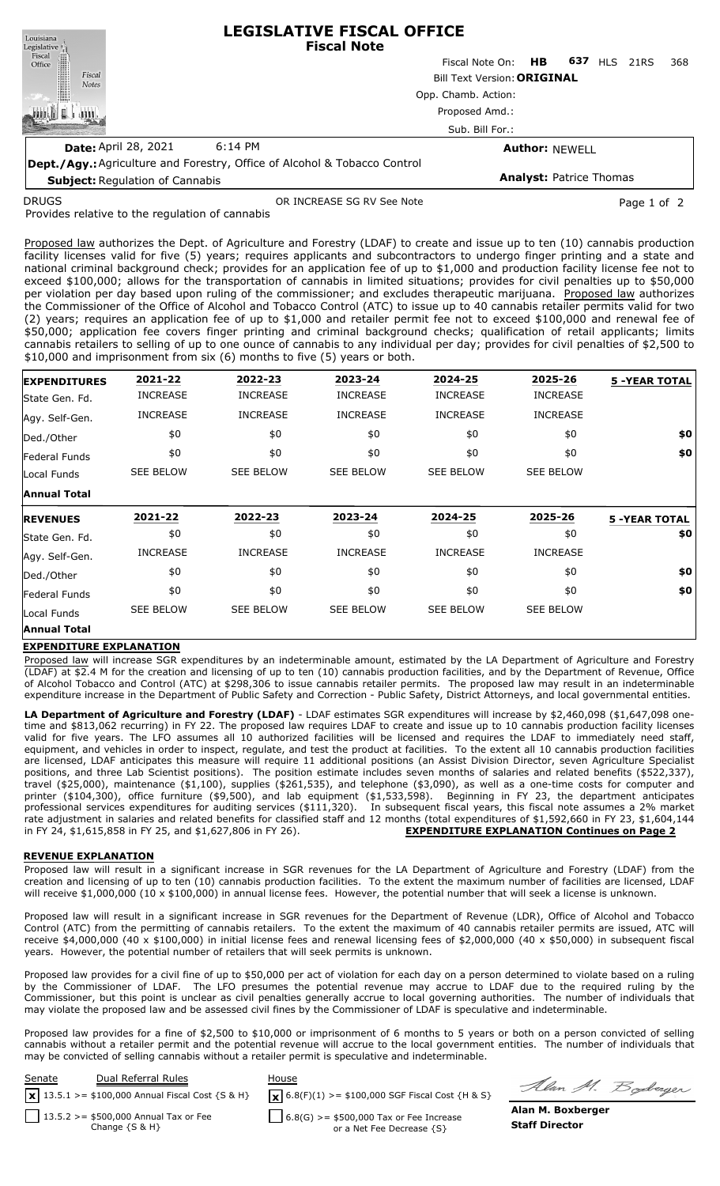# LEGISLATIVE FISCAL OFFICE
## Fiscal Note

Fiscal Note On: **HB 637** HLS 21RS 368

Bill Text Version: **ORIGINAL**

Opp. Chamb. Action:

Proposed Amd.:

Sub. Bill For.:

**Date:** April 28, 2021 6:14 PM

**Author:** NEWELL

**Dept./Agy.:** Agriculture and Forestry, Office of Alcohol & Tobacco Control

**Analyst:** Patrice Thomas

**Subject:** Regulation of Cannabis

DRUGS OR INCREASE SG RV See Note

Provides relative to the regulation of cannabis

Proposed law authorizes the Dept. of Agriculture and Forestry (LDAF) to create and issue up to ten (10) cannabis production facility licenses valid for five (5) years; requires applicants and subcontractors to undergo finger printing and a state and national criminal background check; provides for an application fee of up to $1,000 and production facility license fee not to exceed $100,000; allows for the transportation of cannabis in limited situations; provides for civil penalties up to $50,000 per violation per day based upon ruling of the commissioner; and excludes therapeutic marijuana. Proposed law authorizes the Commissioner of the Office of Alcohol and Tobacco Control (ATC) to issue up to 40 cannabis retailer permits valid for two (2) years; requires an application fee of up to $1,000 and retailer permit fee not to exceed $100,000 and renewal fee of $50,000; application fee covers finger printing and criminal background checks; qualification of retail applicants; limits cannabis retailers to selling of up to one ounce of cannabis to any individual per day; provides for civil penalties of $2,500 to $10,000 and imprisonment from six (6) months to five (5) years or both.

| EXPENDITURES | 2021-22 | 2022-23 | 2023-24 | 2024-25 | 2025-26 | 5 -YEAR TOTAL |
|---|---|---|---|---|---|---|
| State Gen. Fd. | INCREASE | INCREASE | INCREASE | INCREASE | INCREASE | |
| Agy. Self-Gen. | INCREASE | INCREASE | INCREASE | INCREASE | INCREASE | |
| Ded./Other | $0 | $0 | $0 | $0 | $0 | $0 |
| Federal Funds | $0 | $0 | $0 | $0 | $0 | $0 |
| Local Funds | SEE BELOW | SEE BELOW | SEE BELOW | SEE BELOW | SEE BELOW | |
| **Annual Total** | | | | | | |

| REVENUES | 2021-22 | 2022-23 | 2023-24 | 2024-25 | 2025-26 | 5 -YEAR TOTAL |
|---|---|---|---|---|---|---|
| State Gen. Fd. | $0 | $0 | $0 | $0 | $0 | $0 |
| Agy. Self-Gen. | INCREASE | INCREASE | INCREASE | INCREASE | INCREASE | |
| Ded./Other | $0 | $0 | $0 | $0 | $0 | $0 |
| Federal Funds | $0 | $0 | $0 | $0 | $0 | $0 |
| Local Funds | SEE BELOW | SEE BELOW | SEE BELOW | SEE BELOW | SEE BELOW | |
| **Annual Total** | | | | | | |

## EXPENDITURE EXPLANATION

Proposed law will increase SGR expenditures by an indeterminable amount, estimated by the LA Department of Agriculture and Forestry (LDAF) at $2.4 M for the creation and licensing of up to ten (10) cannabis production facilities, and by the Department of Revenue, Office of Alcohol Tobacco and Control (ATC) at $298,306 to issue cannabis retailer permits. The proposed law may result in an indeterminable expenditure increase in the Department of Public Safety and Correction - Public Safety, District Attorneys, and local governmental entities.

**LA Department of Agriculture and Forestry (LDAF)** - LDAF estimates SGR expenditures will increase by $2,460,098 ($1,647,098 one-time and $813,062 recurring) in FY 22. The proposed law requires LDAF to create and issue up to 10 cannabis production facility licenses valid for five years. The LFO assumes all 10 authorized facilities will be licensed and requires the LDAF to immediately need staff, equipment, and vehicles in order to inspect, regulate, and test the product at facilities. To the extent all 10 cannabis production facilities are licensed, LDAF anticipates this measure will require 11 additional positions (an Assist Division Director, seven Agriculture Specialist positions, and three Lab Scientist positions). The position estimate includes seven months of salaries and related benefits ($522,337), travel ($25,000), maintenance ($1,100), supplies ($261,535), and telephone ($3,090), as well as a one-time costs for computer and printer ($104,300), office furniture ($9,500), and lab equipment ($1,533,598). Beginning in FY 23, the department anticipates professional services expenditures for auditing services ($111,320). In subsequent fiscal years, this fiscal note assumes a 2% market rate adjustment in salaries and related benefits for classified staff and 12 months (total expenditures of $1,592,660 in FY 23, $1,604,144 in FY 24, $1,615,858 in FY 25, and $1,627,806 in FY 26). **EXPENDITURE EXPLANATION Continues on Page 2**

## REVENUE EXPLANATION

Proposed law will result in a significant increase in SGR revenues for the LA Department of Agriculture and Forestry (LDAF) from the creation and licensing of up to ten (10) cannabis production facilities. To the extent the maximum number of facilities are licensed, LDAF will receive $1,000,000 (10 x $100,000) in annual license fees. However, the potential number that will seek a license is unknown.

Proposed law will result in a significant increase in SGR revenues for the Department of Revenue (LDR), Office of Alcohol and Tobacco Control (ATC) from the permitting of cannabis retailers. To the extent the maximum of 40 cannabis retailer permits are issued, ATC will receive $4,000,000 (40 x $100,000) in initial license fees and renewal licensing fees of $2,000,000 (40 x $50,000) in subsequent fiscal years. However, the potential number of retailers that will seek permits is unknown.

Proposed law provides for a civil fine of up to $50,000 per act of violation for each day on a person determined to violate based on a ruling by the Commissioner of LDAF. The LFO presumes the potential revenue may accrue to LDAF due to the required ruling by the Commissioner, but this point is unclear as civil penalties generally accrue to local governing authorities. The number of individuals that may violate the proposed law and be assessed civil fines by the Commissioner of LDAF is speculative and indeterminable.

Proposed law provides for a fine of $2,500 to $10,000 or imprisonment of 6 months to 5 years or both on a person convicted of selling cannabis without a retailer permit and the potential revenue will accrue to the local government entities. The number of individuals that may be convicted of selling cannabis without a retailer permit is speculative and indeterminable.

| Senate | Dual Referral Rules | House |
|---|---|---|
| [x] 13.5.1 >= $100,000 Annual Fiscal Cost {S & H} | | [x] 6.8(F)(1) >= $100,000 SGF Fiscal Cost {H & S} |
| [ ] 13.5.2 >= $500,000 Annual Tax or Fee Change {S & H} | | [ ] 6.8(G) >= $500,000 Tax or Fee Increase or a Net Fee Decrease {S} |

**Alan M. Boxberger**
**Staff Director**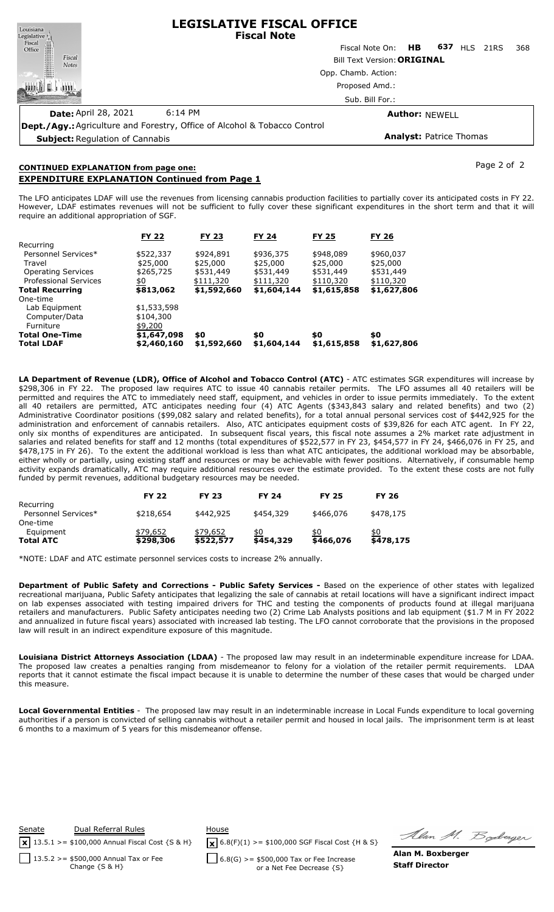# LEGISLATIVE FISCAL OFFICE
## Fiscal Note

Fiscal Note On: **HB 637** HLS 21RS 368

Bill Text Version: **ORIGINAL**

Opp. Chamb. Action:

Proposed Amd.:

Sub. Bill For.:

**Date:** April 28, 2021 6:14 PM

**Author:** NEWELL

**Dept./Agy.:** Agriculture and Forestry, Office of Alcohol & Tobacco Control

**Subject:** Regulation of Cannabis

**Analyst:** Patrice Thomas

**CONTINUED EXPLANATION from page one:**

**EXPENDITURE EXPLANATION Continued from Page 1**

The LFO anticipates LDAF will use the revenues from licensing cannabis production facilities to partially cover its anticipated costs in FY 22. However, LDAF estimates revenues will not be sufficient to fully cover these significant expenditures in the short term and that it will require an additional appropriation of SGF.

| | FY 22 | FY 23 | FY 24 | FY 25 | FY 26 |
|---|---|---|---|---|---|
| Recurring | | | | | |
| Personnel Services* | $522,337 | $924,891 | $936,375 | $948,089 | $960,037 |
| Travel | $25,000 | $25,000 | $25,000 | $25,000 | $25,000 |
| Operating Services | $265,725 | $531,449 | $531,449 | $531,449 | $531,449 |
| Professional Services | $0 | $111,320 | $111,320 | $110,320 | $110,320 |
| **Total Recurring** | **$813,062** | **$1,592,660** | **$1,604,144** | **$1,615,858** | **$1,627,806** |
| One-time | | | | | |
| Lab Equipment | $1,533,598 | | | | |
| Computer/Data | $104,300 | | | | |
| Furniture | $9,200 | | | | |
| **Total One-Time** | **$1,647,098** | **$0** | **$0** | **$0** | **$0** |
| **Total LDAF** | **$2,460,160** | **$1,592,660** | **$1,604,144** | **$1,615,858** | **$1,627,806** |

**LA Department of Revenue (LDR), Office of Alcohol and Tobacco Control (ATC)** - ATC estimates SGR expenditures will increase by $298,306 in FY 22. The proposed law requires ATC to issue 40 cannabis retailer permits. The LFO assumes all 40 retailers will be permitted and requires the ATC to immediately need staff, equipment, and vehicles in order to issue permits immediately. To the extent all 40 retailers are permitted, ATC anticipates needing four (4) ATC Agents ($343,843 salary and related benefits) and two (2) Administrative Coordinator positions ($99,082 salary and related benefits), for a total annual personal services cost of $442,925 for the administration and enforcement of cannabis retailers. Also, ATC anticipates equipment costs of $39,826 for each ATC agent. In FY 22, only six months of expenditures are anticipated. In subsequent fiscal years, this fiscal note assumes a 2% market rate adjustment in salaries and related benefits for staff and 12 months (total expenditures of $522,577 in FY 23, $454,577 in FY 24, $466,076 in FY 25, and $478,175 in FY 26). To the extent the additional workload is less than what ATC anticipates, the additional workload may be absorbable, either wholly or partially, using existing staff and resources or may be achievable with fewer positions. Alternatively, if consumable hemp activity expands dramatically, ATC may require additional resources over the estimate provided. To the extent these costs are not fully funded by permit revenues, additional budgetary resources may be needed.

| | FY 22 | FY 23 | FY 24 | FY 25 | FY 26 |
|---|---|---|---|---|---|
| Recurring | | | | | |
| Personnel Services* | $218,654 | $442,925 | $454,329 | $466,076 | $478,175 |
| One-time | | | | | |
| Equipment | $79,652 | $79,652 | $0 | $0 | $0 |
| **Total ATC** | **$298,306** | **$522,577** | **$454,329** | **$466,076** | **$478,175** |

*NOTE: LDAF and ATC estimate personnel services costs to increase 2% annually.

**Department of Public Safety and Corrections - Public Safety Services -** Based on the experience of other states with legalized recreational marijuana, Public Safety anticipates that legalizing the sale of cannabis at retail locations will have a significant indirect impact on lab expenses associated with testing impaired drivers for THC and testing the components of products found at illegal marijuana retailers and manufacturers. Public Safety anticipates needing two (2) Crime Lab Analysts positions and lab equipment ($1.7 M in FY 2022 and annualized in future fiscal years) associated with increased lab testing. The LFO cannot corroborate that the provisions in the proposed law will result in an indirect expenditure exposure of this magnitude.

**Louisiana District Attorneys Association (LDAA)** - The proposed law may result in an indeterminable expenditure increase for LDAA. The proposed law creates a penalties ranging from misdemeanor to felony for a violation of the retailer permit requirements. LDAA reports that it cannot estimate the fiscal impact because it is unable to determine the number of these cases that would be charged under this measure.

**Local Governmental Entities** - The proposed law may result in an indeterminable increase in Local Funds expenditure to local governing authorities if a person is convicted of selling cannabis without a retailer permit and housed in local jails. The imprisonment term is at least 6 months to a maximum of 5 years for this misdemeanor offense.

| Senate | Dual Referral Rules | House |
|---|---|---|
| [x] 13.5.1 >= $100,000 Annual Fiscal Cost {S & H} | | [x] 6.8(F)(1) >= $100,000 SGF Fiscal Cost {H & S} |
| [ ] 13.5.2 >= $500,000 Annual Tax or Fee Change {S & H} | | [ ] 6.8(G) >= $500,000 Tax or Fee Increase or a Net Fee Decrease {S} |

**Alan M. Boxberger**
**Staff Director**